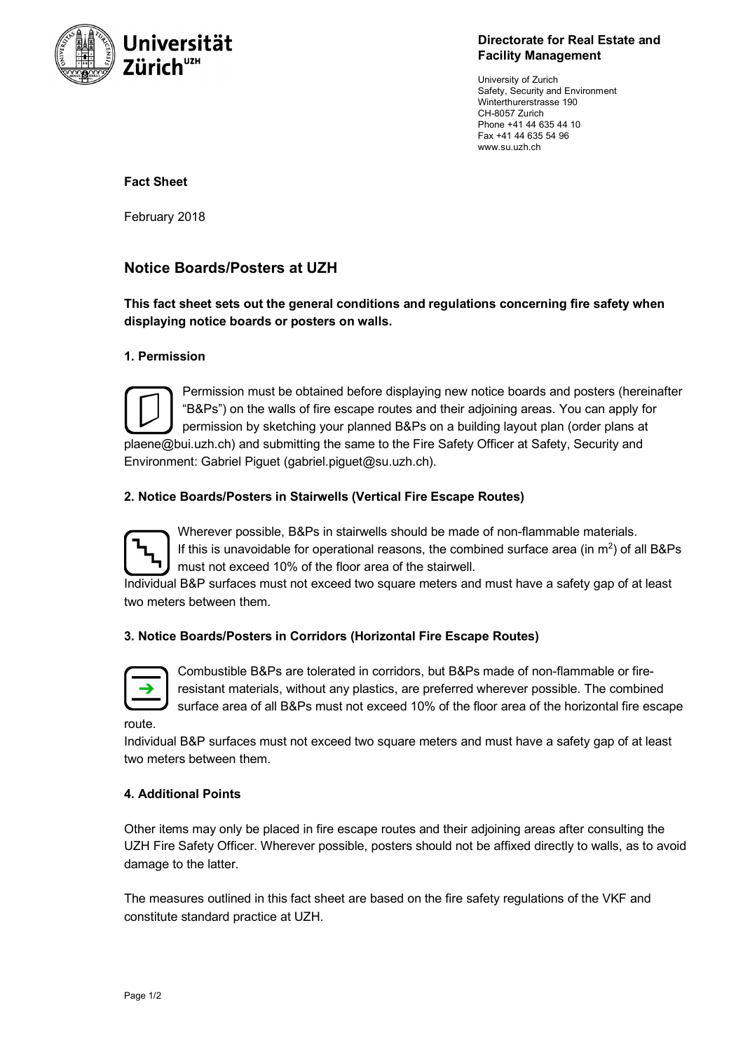**Directorate for Real Estate and Facility Management**

University of Zurich
Safety, Security and Environment
Winterthurerstrasse 190
CH-8057 Zurich
Phone +41 44 635 44 10
Fax +41 44 635 54 96
www.su.uzh.ch

**Fact Sheet**

February 2018

# Notice Boards/Posters at UZH

**This fact sheet sets out the general conditions and regulations concerning fire safety when displaying notice boards or posters on walls.**

## 1. Permission

Permission must be obtained before displaying new notice boards and posters (hereinafter "B&Ps") on the walls of fire escape routes and their adjoining areas. You can apply for permission by sketching your planned B&Ps on a building layout plan (order plans at plaene@bui.uzh.ch) and submitting the same to the Fire Safety Officer at Safety, Security and Environment: Gabriel Piguet (gabriel.piguet@su.uzh.ch).

## 2. Notice Boards/Posters in Stairwells (Vertical Fire Escape Routes)

Wherever possible, B&Ps in stairwells should be made of non-flammable materials. If this is unavoidable for operational reasons, the combined surface area (in $m^2$) of all B&Ps must not exceed 10% of the floor area of the stairwell.

Individual B&P surfaces must not exceed two square meters and must have a safety gap of at least two meters between them.

## 3. Notice Boards/Posters in Corridors (Horizontal Fire Escape Routes)

Combustible B&Ps are tolerated in corridors, but B&Ps made of non-flammable or fire-resistant materials, without any plastics, are preferred wherever possible. The combined surface area of all B&Ps must not exceed 10% of the floor area of the horizontal fire escape route.

Individual B&P surfaces must not exceed two square meters and must have a safety gap of at least two meters between them.

## 4. Additional Points

Other items may only be placed in fire escape routes and their adjoining areas after consulting the UZH Fire Safety Officer. Wherever possible, posters should not be affixed directly to walls, as to avoid damage to the latter.

The measures outlined in this fact sheet are based on the fire safety regulations of the VKF and constitute standard practice at UZH.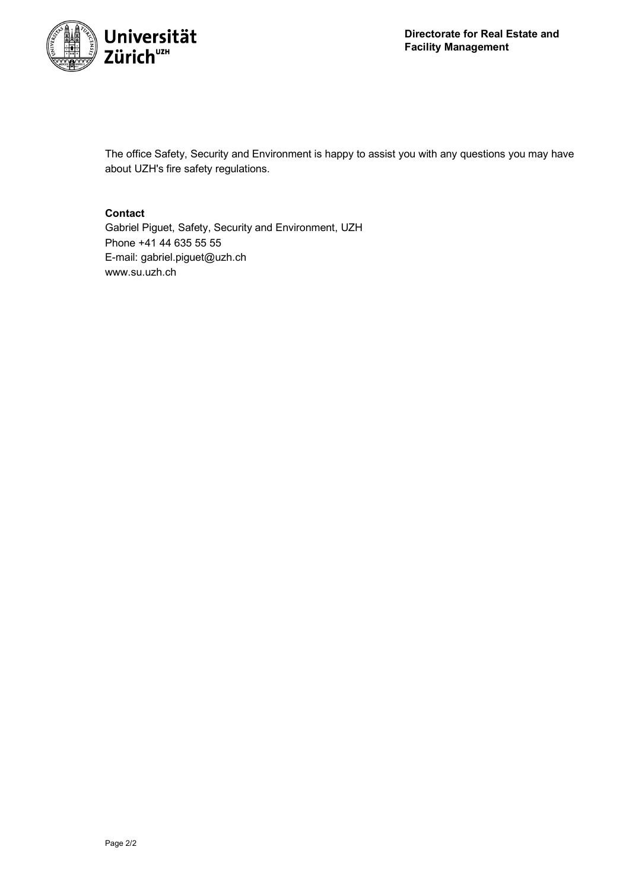The office Safety, Security and Environment is happy to assist you with any questions you may have about UZH's fire safety regulations.

**Contact**
Gabriel Piguet, Safety, Security and Environment, UZH
Phone +41 44 635 55 55
E-mail: gabriel.piguet@uzh.ch
www.su.uzh.ch